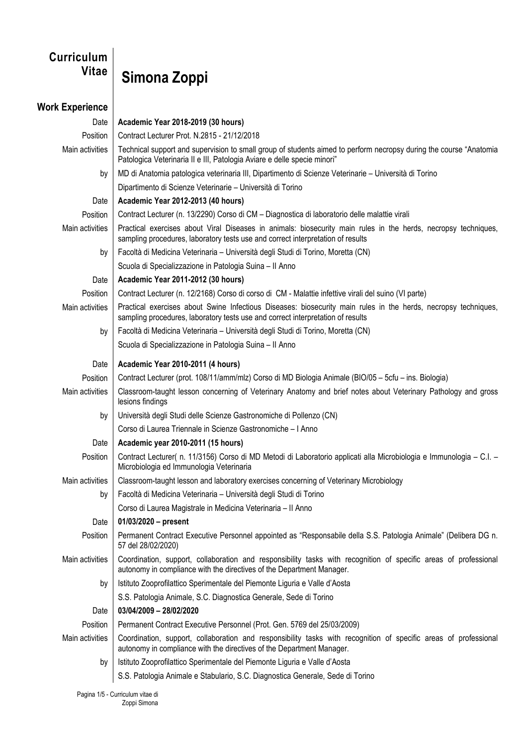# Curriculum Vitae

# Simona Zoppi

## Work Experience

| | |
|---|---|
| Date | **Academic Year 2018-2019 (30 hours)** |
| Position | Contract Lecturer Prot. N.2815 - 21/12/2018 |
| Main activities | Technical support and supervision to small group of students aimed to perform necropsy during the course "Anatomia Patologica Veterinaria II e III, Patologia Aviare e delle specie minori" |
| by | MD di Anatomia patologica veterinaria III, Dipartimento di Scienze Veterinarie – Università di Torino |
| | Dipartimento di Scienze Veterinarie – Università di Torino |
| Date | **Academic Year 2012-2013 (40 hours)** |
| Position | Contract Lecturer (n. 13/2290) Corso di CM – Diagnostica di laboratorio delle malattie virali |
| Main activities | Practical exercises about Viral Diseases in animals: biosecurity main rules in the herds, necropsy techniques, sampling procedures, laboratory tests use and correct interpretation of results |
| by | Facoltà di Medicina Veterinaria – Università degli Studi di Torino, Moretta (CN) |
| | Scuola di Specializzazione in Patologia Suina – II Anno |
| Date | **Academic Year 2011-2012 (30 hours)** |
| Position | Contract Lecturer (n. 12/2168) Corso di corso di CM - Malattie infettive virali del suino (VI parte) |
| Main activities | Practical exercises about Swine Infectious Diseases: biosecurity main rules in the herds, necropsy techniques, sampling procedures, laboratory tests use and correct interpretation of results |
| by | Facoltà di Medicina Veterinaria – Università degli Studi di Torino, Moretta (CN) |
| | Scuola di Specializzazione in Patologia Suina – II Anno |
| Date | **Academic Year 2010-2011 (4 hours)** |
| Position | Contract Lecturer (prot. 108/11/amm/mlz) Corso di MD Biologia Animale (BIO/05 – 5cfu – ins. Biologia) |
| Main activities | Classroom-taught lesson concerning of Veterinary Anatomy and brief notes about Veterinary Pathology and gross lesions findings |
| by | Università degli Studi delle Scienze Gastronomiche di Pollenzo (CN) |
| | Corso di Laurea Triennale in Scienze Gastronomiche – I Anno |
| Date | **Academic year 2010-2011 (15 hours)** |
| Position | Contract Lecturer( n. 11/3156) Corso di MD Metodi di Laboratorio applicati alla Microbiologia e Immunologia – C.I. – Microbiologia ed Immunologia Veterinaria |
| Main activities | Classroom-taught lesson and laboratory exercises concerning of Veterinary Microbiology |
| by | Facoltà di Medicina Veterinaria – Università degli Studi di Torino |
| | Corso di Laurea Magistrale in Medicina Veterinaria – II Anno |
| Date | **01/03/2020 – present** |
| Position | Permanent Contract Executive Personnel appointed as "Responsabile della S.S. Patologia Animale" (Delibera DG n. 57 del 28/02/2020) |
| Main activities | Coordination, support, collaboration and responsibility tasks with recognition of specific areas of professional autonomy in compliance with the directives of the Department Manager. |
| by | Istituto Zooprofilattico Sperimentale del Piemonte Liguria e Valle d'Aosta |
| | S.S. Patologia Animale, S.C. Diagnostica Generale, Sede di Torino |
| Date | **03/04/2009 – 28/02/2020** |
| Position | Permanent Contract Executive Personnel (Prot. Gen. 5769 del 25/03/2009) |
| Main activities | Coordination, support, collaboration and responsibility tasks with recognition of specific areas of professional autonomy in compliance with the directives of the Department Manager. |
| by | Istituto Zooprofilattico Sperimentale del Piemonte Liguria e Valle d'Aosta |
| | S.S. Patologia Animale e Stabulario, S.C. Diagnostica Generale, Sede di Torino |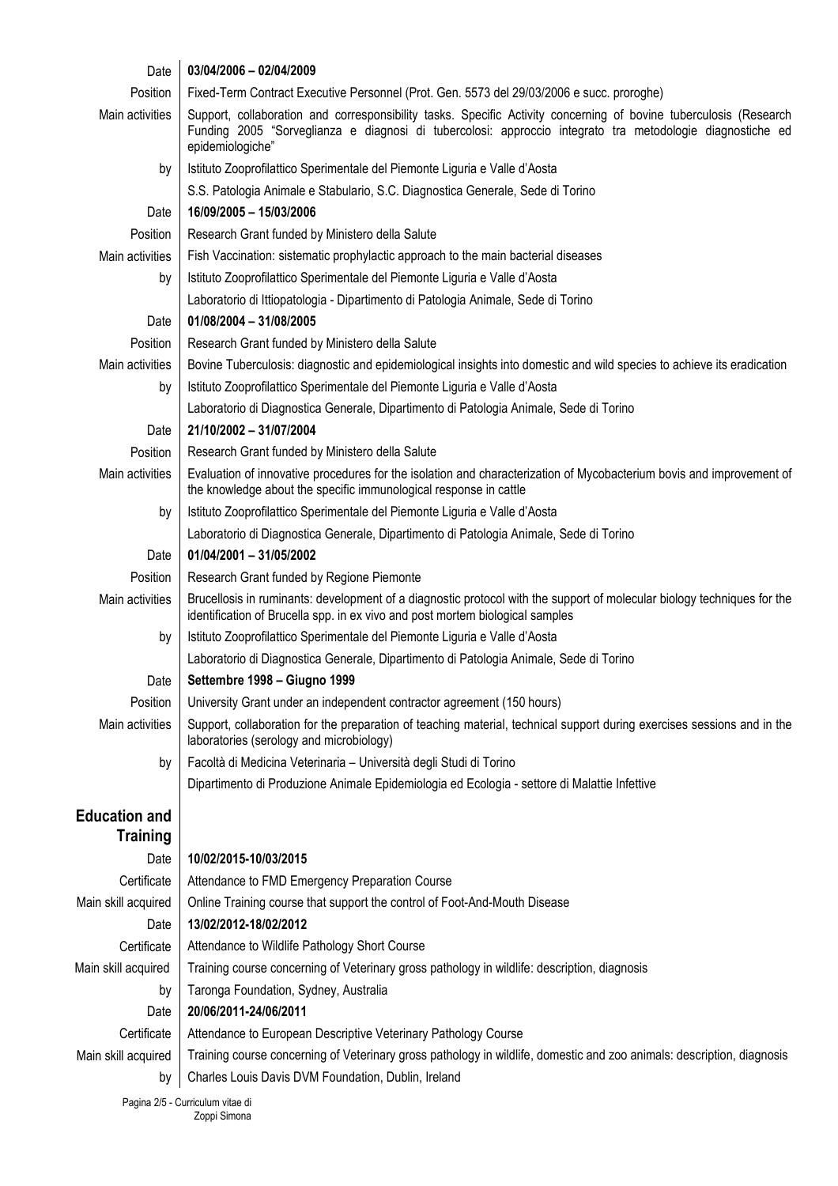| | |
|---|---|
| Date | **03/04/2006 – 02/04/2009** |
| Position | Fixed-Term Contract Executive Personnel (Prot. Gen. 5573 del 29/03/2006 e succ. proroghe) |
| Main activities | Support, collaboration and corresponsibility tasks. Specific Activity concerning of bovine tuberculosis (Research Funding 2005 "Sorveglianza e diagnosi di tubercolosi: approccio integrato tra metodologie diagnostiche ed epidemiologiche" |
| by | Istituto Zooprofilattico Sperimentale del Piemonte Liguria e Valle d'Aosta |
| | S.S. Patologia Animale e Stabulario, S.C. Diagnostica Generale, Sede di Torino |
| Date | **16/09/2005 – 15/03/2006** |
| Position | Research Grant funded by Ministero della Salute |
| Main activities | Fish Vaccination: sistematic prophylactic approach to the main bacterial diseases |
| by | Istituto Zooprofilattico Sperimentale del Piemonte Liguria e Valle d'Aosta |
| | Laboratorio di Ittiopatologia - Dipartimento di Patologia Animale, Sede di Torino |
| Date | **01/08/2004 – 31/08/2005** |
| Position | Research Grant funded by Ministero della Salute |
| Main activities | Bovine Tuberculosis: diagnostic and epidemiological insights into domestic and wild species to achieve its eradication |
| by | Istituto Zooprofilattico Sperimentale del Piemonte Liguria e Valle d'Aosta |
| | Laboratorio di Diagnostica Generale, Dipartimento di Patologia Animale, Sede di Torino |
| Date | **21/10/2002 – 31/07/2004** |
| Position | Research Grant funded by Ministero della Salute |
| Main activities | Evaluation of innovative procedures for the isolation and characterization of Mycobacterium bovis and improvement of the knowledge about the specific immunological response in cattle |
| by | Istituto Zooprofilattico Sperimentale del Piemonte Liguria e Valle d'Aosta |
| | Laboratorio di Diagnostica Generale, Dipartimento di Patologia Animale, Sede di Torino |
| Date | **01/04/2001 – 31/05/2002** |
| Position | Research Grant funded by Regione Piemonte |
| Main activities | Brucellosis in ruminants: development of a diagnostic protocol with the support of molecular biology techniques for the identification of Brucella spp. in ex vivo and post mortem biological samples |
| by | Istituto Zooprofilattico Sperimentale del Piemonte Liguria e Valle d'Aosta |
| | Laboratorio di Diagnostica Generale, Dipartimento di Patologia Animale, Sede di Torino |
| Date | **Settembre 1998 – Giugno 1999** |
| Position | University Grant under an independent contractor agreement (150 hours) |
| Main activities | Support, collaboration for the preparation of teaching material, technical support during exercises sessions and in the laboratories (serology and microbiology) |
| by | Facoltà di Medicina Veterinaria – Università degli Studi di Torino |
| | Dipartimento di Produzione Animale Epidemiologia ed Ecologia - settore di Malattie Infettive |

## Education and Training

| | |
|---|---|
| Date | **10/02/2015-10/03/2015** |
| Certificate | Attendance to FMD Emergency Preparation Course |
| Main skill acquired | Online Training course that support the control of Foot-And-Mouth Disease |
| Date | **13/02/2012-18/02/2012** |
| Certificate | Attendance to Wildlife Pathology Short Course |
| Main skill acquired | Training course concerning of Veterinary gross pathology in wildlife: description, diagnosis |
| by | Taronga Foundation, Sydney, Australia |
| Date | **20/06/2011-24/06/2011** |
| Certificate | Attendance to European Descriptive Veterinary Pathology Course |
| Main skill acquired | Training course concerning of Veterinary gross pathology in wildlife, domestic and zoo animals: description, diagnosis |
| by | Charles Louis Davis DVM Foundation, Dublin, Ireland |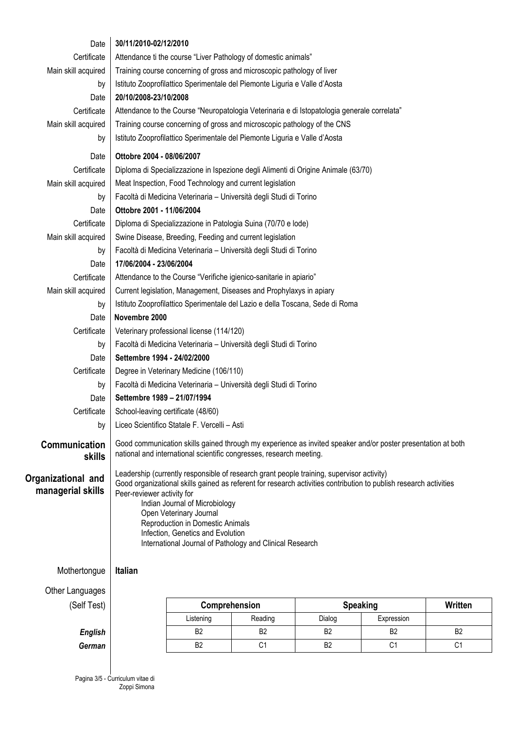| | |
|---|---|
| Date | **30/11/2010-02/12/2010** |
| Certificate | Attendance ti the course "Liver Pathology of domestic animals" |
| Main skill acquired | Training course concerning of gross and microscopic pathology of liver |
| by | Istituto Zooprofilattico Sperimentale del Piemonte Liguria e Valle d'Aosta |
| Date | **20/10/2008-23/10/2008** |
| Certificate | Attendance to the Course "Neuropatologia Veterinaria e di Istopatologia generale correlata" |
| Main skill acquired | Training course concerning of gross and microscopic pathology of the CNS |
| by | Istituto Zooprofilattico Sperimentale del Piemonte Liguria e Valle d'Aosta |
| Date | **Ottobre 2004 - 08/06/2007** |
| Certificate | Diploma di Specializzazione in Ispezione degli Alimenti di Origine Animale (63/70) |
| Main skill acquired | Meat Inspection, Food Technology and current legislation |
| by | Facoltà di Medicina Veterinaria – Università degli Studi di Torino |
| Date | **Ottobre 2001 - 11/06/2004** |
| Certificate | Diploma di Specializzazione in Patologia Suina (70/70 e lode) |
| Main skill acquired | Swine Disease, Breeding, Feeding and current legislation |
| by | Facoltà di Medicina Veterinaria – Università degli Studi di Torino |
| Date | **17/06/2004 - 23/06/2004** |
| Certificate | Attendance to the Course "Verifiche igienico-sanitarie in apiario" |
| Main skill acquired | Current legislation, Management, Diseases and Prophylaxys in apiary |
| by | Istituto Zooprofilattico Sperimentale del Lazio e della Toscana, Sede di Roma |
| Date | **Novembre 2000** |
| Certificate | Veterinary professional license (114/120) |
| by | Facoltà di Medicina Veterinaria – Università degli Studi di Torino |
| Date | **Settembre 1994 - 24/02/2000** |
| Certificate | Degree in Veterinary Medicine (106/110) |
| by | Facoltà di Medicina Veterinaria – Università degli Studi di Torino |
| Date | **Settembre 1989 – 21/07/1994** |
| Certificate | School-leaving certificate (48/60) |
| by | Liceo Scientifico Statale F. Vercelli – Asti |

## Communication skills

Good communication skills gained through my experience as invited speaker and/or poster presentation at both national and international scientific congresses, research meeting.

## Organizational and managerial skills

Leadership (currently responsible of research grant people training, supervisor activity)
Good organizational skills gained as referent for research activities contribution to publish research activities
Peer-reviewer activity for

- Indian Journal of Microbiology
- Open Veterinary Journal
- Reproduction in Domestic Animals
- Infection, Genetics and Evolution
- International Journal of Pathology and Clinical Research

Mothertongue: **Italian**

Other Languages (Self Test)

| | Comprehension | | Speaking | | Written |
|---|---|---|---|---|---|
| | Listening | Reading | Dialog | Expression | |
| ***English*** | B2 | B2 | B2 | B2 | B2 |
| ***German*** | B2 | C1 | B2 | C1 | C1 |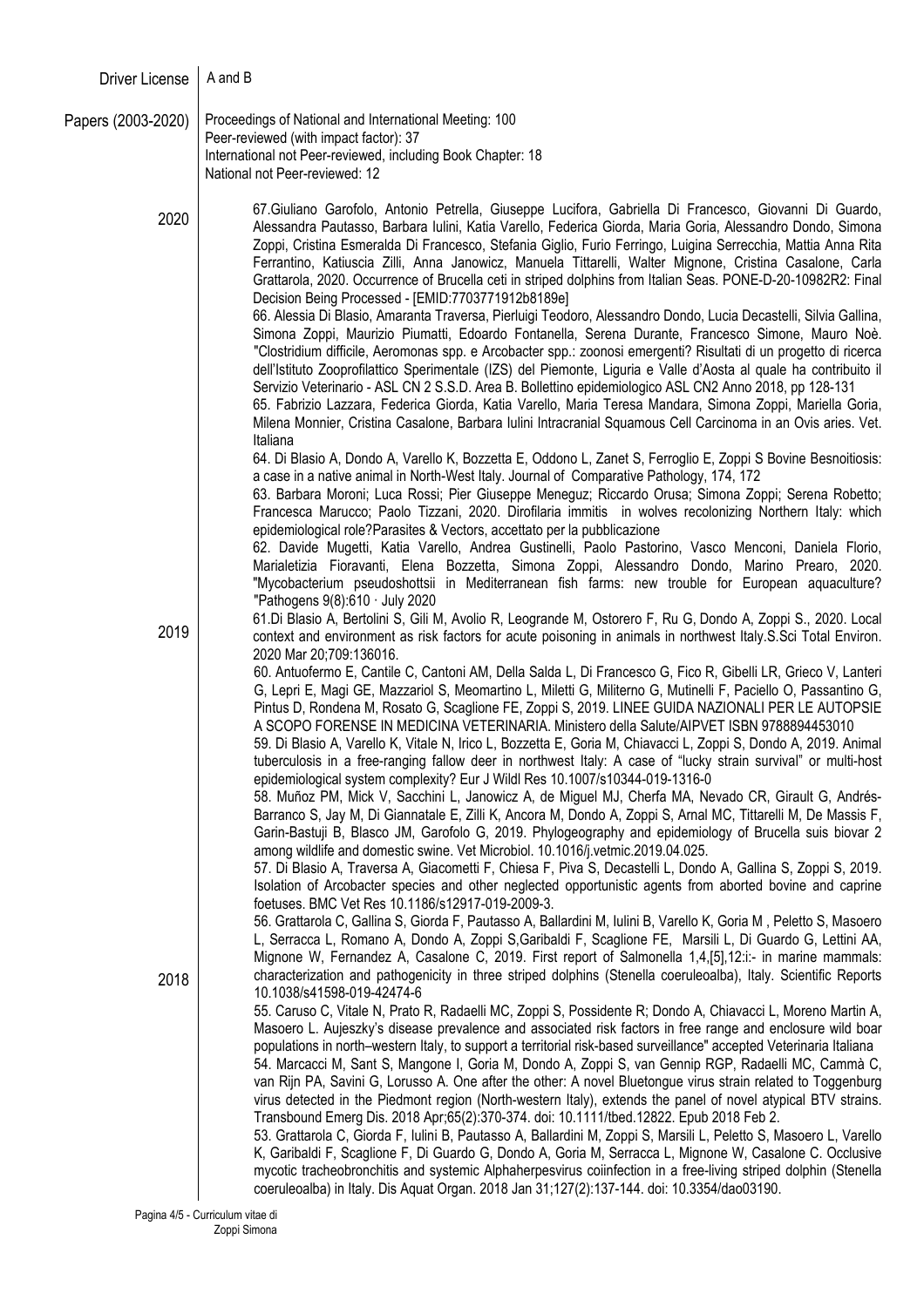**Driver License** A and B

**Papers (2003-2020)**

Proceedings of National and International Meeting: 100
Peer-reviewed (with impact factor): 37
International not Peer-reviewed, including Book Chapter: 18
National not Peer-reviewed: 12

**2020**

67.Giuliano Garofolo, Antonio Petrella, Giuseppe Lucifora, Gabriella Di Francesco, Giovanni Di Guardo, Alessandra Pautasso, Barbara Iulini, Katia Varello, Federica Giorda, Maria Goria, Alessandro Dondo, Simona Zoppi, Cristina Esmeralda Di Francesco, Stefania Giglio, Furio Ferringo, Luigina Serrecchia, Mattia Anna Rita Ferrantino, Katiuscia Zilli, Anna Janowicz, Manuela Tittarelli, Walter Mignone, Cristina Casalone, Carla Grattarola, 2020. Occurrence of Brucella ceti in striped dolphins from Italian Seas. PONE-D-20-10982R2: Final Decision Being Processed - [EMID:7703771912b8189e]

66. Alessia Di Blasio, Amaranta Traversa, Pierluigi Teodoro, Alessandro Dondo, Lucia Decastelli, Silvia Gallina, Simona Zoppi, Maurizio Piumatti, Edoardo Fontanella, Serena Durante, Francesco Simone, Mauro Noè. "Clostridium difficile, Aeromonas spp. e Arcobacter spp.: zoonosi emergenti? Risultati di un progetto di ricerca dell'Istituto Zooprofilattico Sperimentale (IZS) del Piemonte, Liguria e Valle d'Aosta al quale ha contribuito il Servizio Veterinario - ASL CN 2 S.S.D. Area B. Bollettino epidemiologico ASL CN2 Anno 2018, pp 128-131

65. Fabrizio Lazzara, Federica Giorda, Katia Varello, Maria Teresa Mandara, Simona Zoppi, Mariella Goria, Milena Monnier, Cristina Casalone, Barbara Iulini Intracranial Squamous Cell Carcinoma in an Ovis aries. Vet. Italiana

64. Di Blasio A, Dondo A, Varello K, Bozzetta E, Oddono L, Zanet S, Ferroglio E, Zoppi S Bovine Besnoitiosis: a case in a native animal in North-West Italy. Journal of Comparative Pathology, 174, 172

63. Barbara Moroni; Luca Rossi; Pier Giuseppe Meneguz; Riccardo Orusa; Simona Zoppi; Serena Robetto; Francesca Marucco; Paolo Tizzani, 2020. Dirofilaria immitis in wolves recolonizing Northern Italy: which epidemiological role?Parasites & Vectors, accettato per la pubblicazione

62. Davide Mugetti, Katia Varello, Andrea Gustinelli, Paolo Pastorino, Vasco Menconi, Daniela Florio, Marialetizia Fioravanti, Elena Bozzetta, Simona Zoppi, Alessandro Dondo, Marino Prearo, 2020. "Mycobacterium pseudoshottsii in Mediterranean fish farms: new trouble for European aquaculture? "Pathogens 9(8):610 · July 2020

**2019**

61.Di Blasio A, Bertolini S, Gili M, Avolio R, Leogrande M, Ostorero F, Ru G, Dondo A, Zoppi S., 2020. Local context and environment as risk factors for acute poisoning in animals in northwest Italy.S.Sci Total Environ. 2020 Mar 20;709:136016.

60. Antuofermo E, Cantile C, Cantoni AM, Della Salda L, Di Francesco G, Fico R, Gibelli LR, Grieco V, Lanteri G, Lepri E, Magi GE, Mazzariol S, Meomartino L, Miletti G, Militerno G, Mutinelli F, Paciello O, Passantino G, Pintus D, Rondena M, Rosato G, Scaglione FE, Zoppi S, 2019. LINEE GUIDA NAZIONALI PER LE AUTOPSIE A SCOPO FORENSE IN MEDICINA VETERINARIA. Ministero della Salute/AIPVET ISBN 9788894453010

59. Di Blasio A, Varello K, Vitale N, Irico L, Bozzetta E, Goria M, Chiavacci L, Zoppi S, Dondo A, 2019. Animal tuberculosis in a free-ranging fallow deer in northwest Italy: A case of "lucky strain survival" or multi-host epidemiological system complexity? Eur J Wildl Res 10.1007/s10344-019-1316-0

58. Muñoz PM, Mick V, Sacchini L, Janowicz A, de Miguel MJ, Cherfa MA, Nevado CR, Girault G, Andrés-Barranco S, Jay M, Di Giannatale E, Zilli K, Ancora M, Dondo A, Zoppi S, Arnal MC, Tittarelli M, De Massis F, Garin-Bastuji B, Blasco JM, Garofolo G, 2019. Phylegeography and epidemiology of Brucella suis biovar 2 among wildlife and domestic swine. Vet Microbiol. 10.1016/j.vetmic.2019.04.025.

57. Di Blasio A, Traversa A, Giacometti F, Chiesa F, Piva S, Decastelli L, Dondo A, Gallina S, Zoppi S, 2019. Isolation of Arcobacter species and other neglected opportunistic agents from aborted bovine and caprine foetuses. BMC Vet Res 10.1186/s12917-019-2009-3.

56. Grattarola C, Gallina S, Giorda F, Pautasso A, Ballardini M, Iulini B, Varello K, Goria M , Peletto S, Masoero L, Serracca L, Romano A, Dondo A, Zoppi S,Garibaldi F, Scaglione FE, Marsili L, Di Guardo G, Lettini AA, Mignone W, Fernandez A, Casalone C, 2019. First report of Salmonella 1,4,[5],12:i:- in marine mammals: characterization and pathogenicity in three striped dolphins (Stenella coeruleoalba), Italy. Scientific Reports 10.1038/s41598-019-42474-6

**2018**

55. Caruso C, Vitale N, Prato R, Radaelli MC, Zoppi S, Possidente R; Dondo A, Chiavacci L, Moreno Martin A, Masoero L. Aujeszky's disease prevalence and associated risk factors in free range and enclosure wild boar populations in north–western Italy, to support a territorial risk-based surveillance" accepted Veterinaria Italiana

54. Marcacci M, Sant S, Mangone I, Goria M, Dondo A, Zoppi S, van Gennip RGP, Radaelli MC, Cammà C, van Rijn PA, Savini G, Lorusso A. One after the other: A novel Bluetongue virus strain related to Toggenburg virus detected in the Piedmont region (North-western Italy), extends the panel of novel atypical BTV strains. Transbound Emerg Dis. 2018 Apr;65(2):370-374. doi: 10.1111/tbed.12822. Epub 2018 Feb 2.

53. Grattarola C, Giorda F, Iulini B, Pautasso A, Ballardini M, Zoppi S, Marsili L, Peletto S, Masoero L, Varello K, Garibaldi F, Scaglione F, Di Guardo G, Dondo A, Goria M, Serracca L, Mignone W, Casalone C. Occlusive mycotic tracheobronchitis and systemic Alphaherpesvirus coiinfection in a free-living striped dolphin (Stenella coeruleoalba) in Italy. Dis Aquat Organ. 2018 Jan 31;127(2):137-144. doi: 10.3354/dao03190.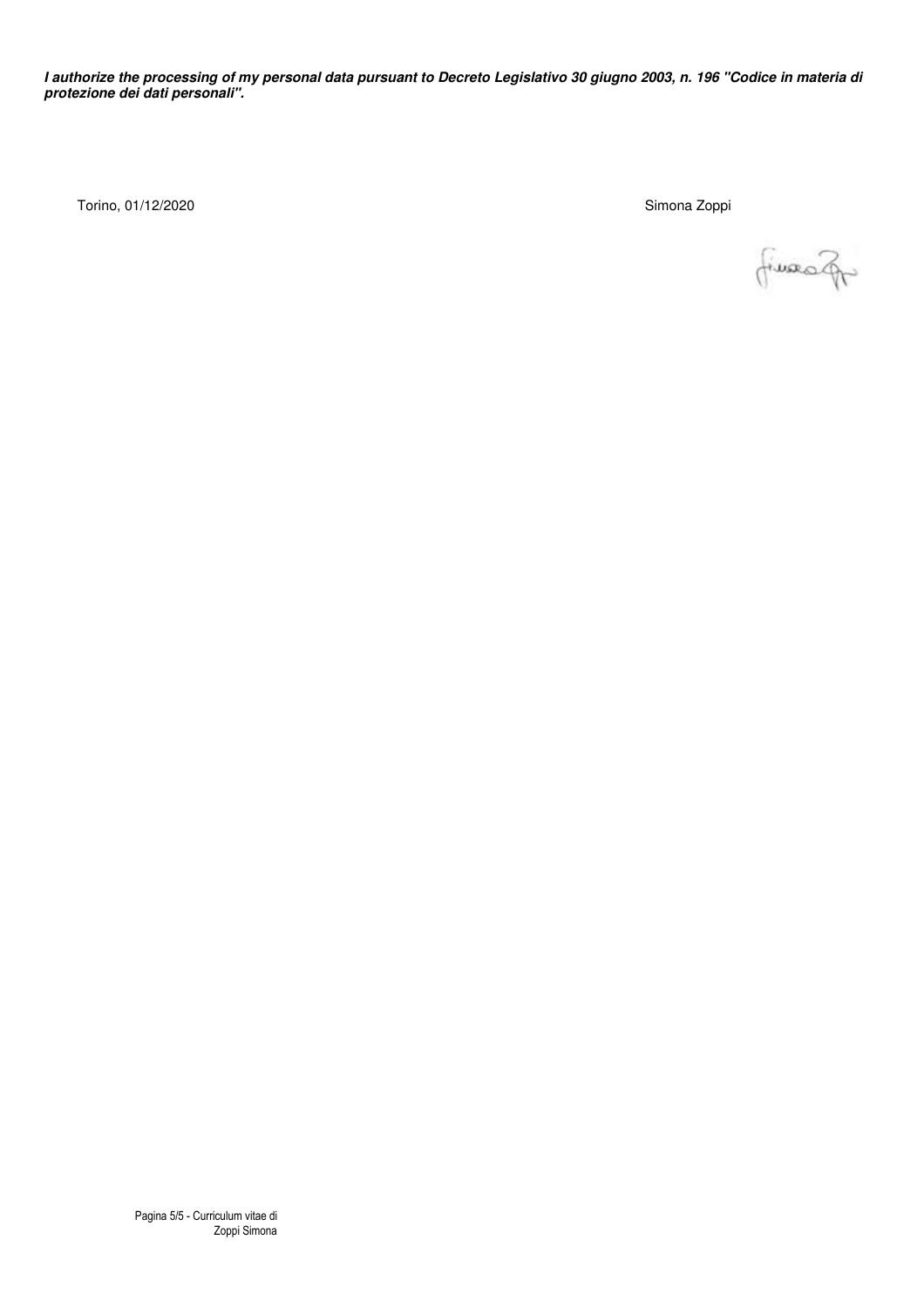***I authorize the processing of my personal data pursuant to Decreto Legislativo 30 giugno 2003, n. 196 "Codice in materia di protezione dei dati personali".***

Torino, 01/12/2020

Simona Zoppi